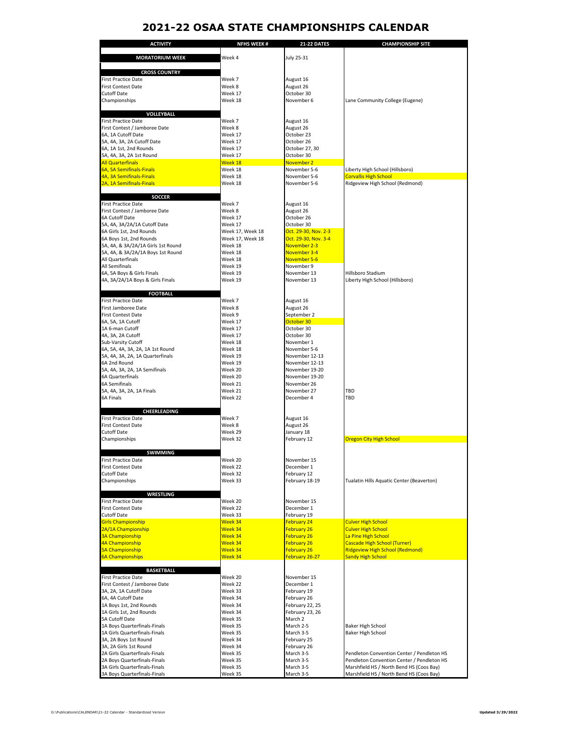# 2021-22 OSAA STATE CHAMPIONSHIPS CALENDAR

| ACTIVITY | NFHS WEEK # | 21-22 DATES | CHAMPIONSHIP SITE |
|---|---|---|---|
| **MORATORIUM WEEK** | Week 4 | July 25-31 | |
| **CROSS COUNTRY** | | | |
| First Practice Date | Week 7 | August 16 | |
| First Contest Date | Week 8 | August 26 | |
| Cutoff Date | Week 17 | October 30 | |
| Championships | Week 18 | November 6 | Lane Community College (Eugene) |
| **VOLLEYBALL** | | | |
| First Practice Date | Week 7 | August 16 | |
| First Contest / Jamboree Date | Week 8 | August 26 | |
| 6A, 1A Cutoff Date | Week 17 | October 23 | |
| 5A, 4A, 3A, 2A Cutoff Date | Week 17 | October 26 | |
| 6A, 1A 1st, 2nd Rounds | Week 17 | October 27, 30 | |
| 5A, 4A, 3A, 2A 1st Round | Week 17 | October 30 | |
| All Quarterfinals | Week 18 | November 2 | |
| 6A, 5A Semifinals-Finals | Week 18 | November 5-6 | Liberty High School (Hillsboro) |
| 4A, 3A Semifinals-Finals | Week 18 | November 5-6 | Corvallis High School |
| 2A, 1A Semifinals-Finals | Week 18 | November 5-6 | Ridgeview High School (Redmond) |
| **SOCCER** | | | |
| First Practice Date | Week 7 | August 16 | |
| First Contest / Jamboree Date | Week 8 | August 26 | |
| 6A Cutoff Date | Week 17 | October 26 | |
| 5A, 4A, 3A/2A/1A Cutoff Date | Week 17 | October 30 | |
| 6A Girls 1st, 2nd Rounds | Week 17, Week 18 | Oct. 29-30, Nov. 2-3 | |
| 6A Boys 1st, 2nd Rounds | Week 17, Week 18 | Oct. 29-30, Nov. 3-4 | |
| 5A, 4A, & 3A/2A/1A Girls 1st Round | Week 18 | November 2-3 | |
| 5A, 4A, & 3A/2A/1A Boys 1st Round | Week 18 | November 3-4 | |
| All Quarterfinals | Week 18 | November 5-6 | |
| All Semifinals | Week 19 | November 9 | |
| 6A, 5A Boys & Girls Finals | Week 19 | November 13 | Hillsboro Stadium |
| 4A, 3A/2A/1A Boys & Girls Finals | Week 19 | November 13 | Liberty High School (Hillsboro) |
| **FOOTBALL** | | | |
| First Practice Date | Week 7 | August 16 | |
| First Jamboree Date | Week 8 | August 26 | |
| First Contest Date | Week 9 | September 2 | |
| 6A, 5A, 1A Cutoff | Week 17 | October 30 | |
| 1A 6-man Cutoff | Week 17 | October 30 | |
| 4A, 3A, 2A Cutoff | Week 17 | October 30 | |
| Sub-Varsity Cutoff | Week 18 | November 1 | |
| 6A, 5A, 4A, 3A, 2A, 1A 1st Round | Week 18 | November 5-6 | |
| 5A, 4A, 3A, 2A, 1A Quarterfinals | Week 19 | November 12-13 | |
| 6A 2nd Round | Week 19 | November 12-13 | |
| 5A, 4A, 3A, 2A, 1A Semifinals | Week 20 | November 19-20 | |
| 6A Quarterfinals | Week 20 | November 19-20 | |
| 6A Semifinals | Week 21 | November 26 | |
| 5A, 4A, 3A, 2A, 1A Finals | Week 21 | November 27 | TBD |
| 6A Finals | Week 22 | December 4 | TBD |
| **CHEERLEADING** | | | |
| First Practice Date | Week 7 | August 16 | |
| First Contest Date | Week 8 | August 26 | |
| Cutoff Date | Week 29 | January 18 | |
| Championships | Week 32 | February 12 | Oregon City High School |
| **SWIMMING** | | | |
| First Practice Date | Week 20 | November 15 | |
| First Contest Date | Week 22 | December 1 | |
| Cutoff Date | Week 32 | February 12 | |
| Championships | Week 33 | February 18-19 | Tualatin Hills Aquatic Center (Beaverton) |
| **WRESTLING** | | | |
| First Practice Date | Week 20 | November 15 | |
| First Contest Date | Week 22 | December 1 | |
| Cutoff Date | Week 33 | February 19 | |
| Girls Championship | Week 34 | February 24 | Culver High School |
| 2A/1A Championship | Week 34 | February 26 | Culver High School |
| 3A Championship | Week 34 | February 26 | La Pine High School |
| 4A Championship | Week 34 | February 26 | Cascade High School (Turner) |
| 5A Championship | Week 34 | February 26 | Ridgeview High School (Redmond) |
| 6A Championships | Week 34 | February 26-27 | Sandy High School |
| **BASKETBALL** | | | |
| First Practice Date | Week 20 | November 15 | |
| First Contest / Jamboree Date | Week 22 | December 1 | |
| 3A, 2A, 1A Cutoff Date | Week 33 | February 19 | |
| 6A, 4A Cutoff Date | Week 34 | February 26 | |
| 1A Boys 1st, 2nd Rounds | Week 34 | February 22, 25 | |
| 1A Girls 1st, 2nd Rounds | Week 34 | February 23, 26 | |
| 5A Cutoff Date | Week 35 | March 2 | |
| 1A Boys Quarterfinals-Finals | Week 35 | March 2-5 | Baker High School |
| 1A Girls Quarterfinals-Finals | Week 35 | March 3-5 | Baker High School |
| 3A, 2A Boys 1st Round | Week 34 | February 25 | |
| 3A, 2A Girls 1st Round | Week 34 | February 26 | |
| 2A Girls Quarterfinals-Finals | Week 35 | March 3-5 | Pendleton Convention Center / Pendleton HS |
| 2A Boys Quarterfinals-Finals | Week 35 | March 3-5 | Pendleton Convention Center / Pendleton HS |
| 3A Girls Quarterfinals-Finals | Week 35 | March 3-5 | Marshfield HS / North Bend HS (Coos Bay) |
| 3A Boys Quarterfinals-Finals | Week 35 | March 3-5 | Marshfield HS / North Bend HS (Coos Bay) |

G:\Publications\CALENDAR\21-22 Calendar - Standardized Version

**Updated 3/29/2022**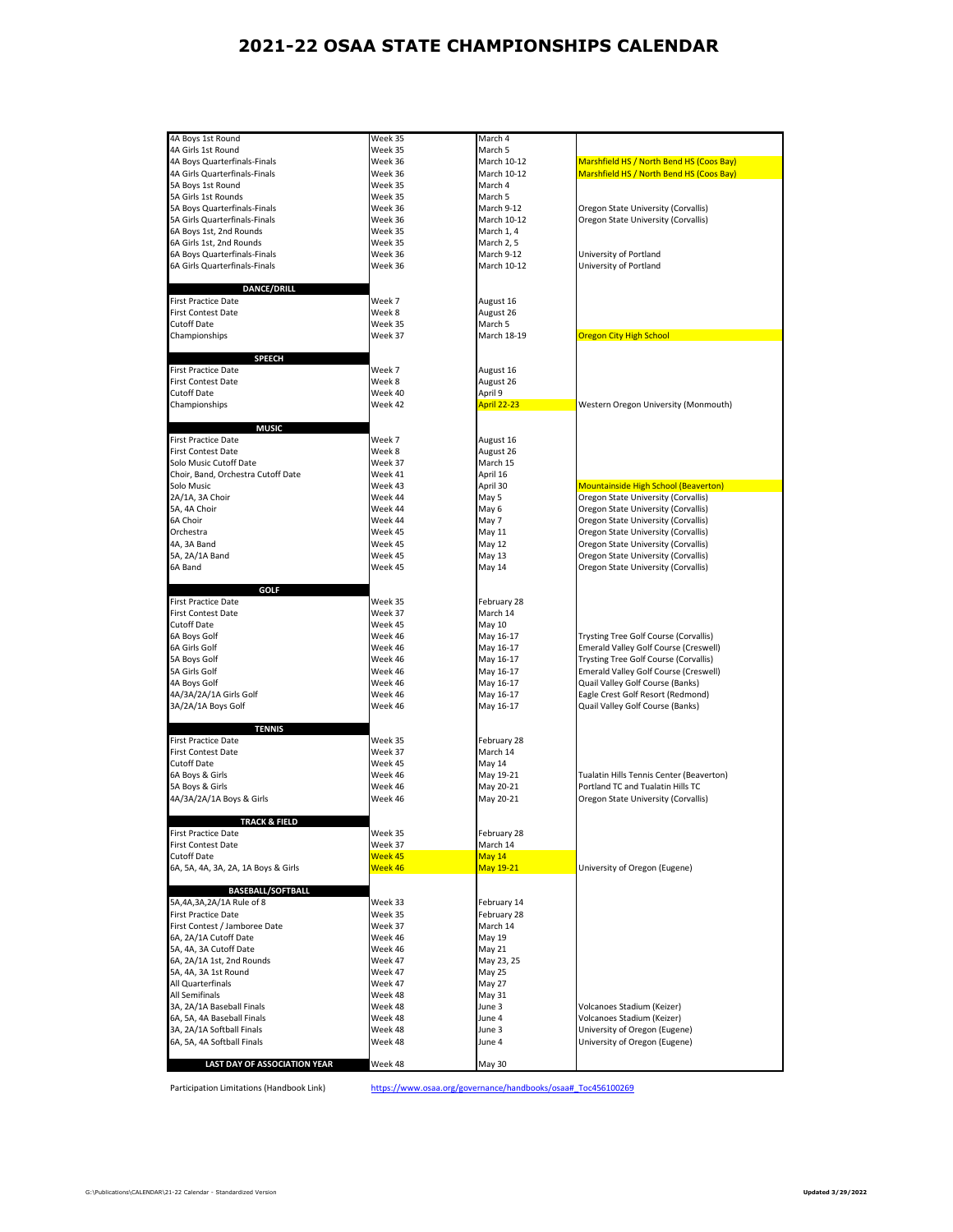# 2021-22 OSAA STATE CHAMPIONSHIPS CALENDAR

| | | | |
|---|---|---|---|
| 4A Boys 1st Round | Week 35 | March 4 | |
| 4A Girls 1st Round | Week 35 | March 5 | |
| 4A Boys Quarterfinals-Finals | Week 36 | March 10-12 | Marshfield HS / North Bend HS (Coos Bay) |
| 4A Girls Quarterfinals-Finals | Week 36 | March 10-12 | Marshfield HS / North Bend HS (Coos Bay) |
| 5A Boys 1st Round | Week 35 | March 4 | |
| 5A Girls 1st Rounds | Week 35 | March 5 | |
| 5A Boys Quarterfinals-Finals | Week 36 | March 9-12 | Oregon State University (Corvallis) |
| 5A Girls Quarterfinals-Finals | Week 36 | March 10-12 | Oregon State University (Corvallis) |
| 6A Boys 1st, 2nd Rounds | Week 35 | March 1, 4 | |
| 6A Girls 1st, 2nd Rounds | Week 35 | March 2, 5 | |
| 6A Boys Quarterfinals-Finals | Week 36 | March 9-12 | University of Portland |
| 6A Girls Quarterfinals-Finals | Week 36 | March 10-12 | University of Portland |
| **DANCE/DRILL** | | | |
| First Practice Date | Week 7 | August 16 | |
| First Contest Date | Week 8 | August 26 | |
| Cutoff Date | Week 35 | March 5 | |
| Championships | Week 37 | March 18-19 | Oregon City High School |
| **SPEECH** | | | |
| First Practice Date | Week 7 | August 16 | |
| First Contest Date | Week 8 | August 26 | |
| Cutoff Date | Week 40 | April 9 | |
| Championships | Week 42 | April 22-23 | Western Oregon University (Monmouth) |
| **MUSIC** | | | |
| First Practice Date | Week 7 | August 16 | |
| First Contest Date | Week 8 | August 26 | |
| Solo Music Cutoff Date | Week 37 | March 15 | |
| Choir, Band, Orchestra Cutoff Date | Week 41 | April 16 | |
| Solo Music | Week 43 | April 30 | Mountainside High School (Beaverton) |
| 2A/1A, 3A Choir | Week 44 | May 5 | Oregon State University (Corvallis) |
| 5A, 4A Choir | Week 44 | May 6 | Oregon State University (Corvallis) |
| 6A Choir | Week 44 | May 7 | Oregon State University (Corvallis) |
| Orchestra | Week 45 | May 11 | Oregon State University (Corvallis) |
| 4A, 3A Band | Week 45 | May 12 | Oregon State University (Corvallis) |
| 5A, 2A/1A Band | Week 45 | May 13 | Oregon State University (Corvallis) |
| 6A Band | Week 45 | May 14 | Oregon State University (Corvallis) |
| **GOLF** | | | |
| First Practice Date | Week 35 | February 28 | |
| First Contest Date | Week 37 | March 14 | |
| Cutoff Date | Week 45 | May 10 | |
| 6A Boys Golf | Week 46 | May 16-17 | Trysting Tree Golf Course (Corvallis) |
| 6A Girls Golf | Week 46 | May 16-17 | Emerald Valley Golf Course (Creswell) |
| 5A Boys Golf | Week 46 | May 16-17 | Trysting Tree Golf Course (Corvallis) |
| 5A Girls Golf | Week 46 | May 16-17 | Emerald Valley Golf Course (Creswell) |
| 4A Boys Golf | Week 46 | May 16-17 | Quail Valley Golf Course (Banks) |
| 4A/3A/2A/1A Girls Golf | Week 46 | May 16-17 | Eagle Crest Golf Resort (Redmond) |
| 3A/2A/1A Boys Golf | Week 46 | May 16-17 | Quail Valley Golf Course (Banks) |
| **TENNIS** | | | |
| First Practice Date | Week 35 | February 28 | |
| First Contest Date | Week 37 | March 14 | |
| Cutoff Date | Week 45 | May 14 | |
| 6A Boys & Girls | Week 46 | May 19-21 | Tualatin Hills Tennis Center (Beaverton) |
| 5A Boys & Girls | Week 46 | May 20-21 | Portland TC and Tualatin Hills TC |
| 4A/3A/2A/1A Boys & Girls | Week 46 | May 20-21 | Oregon State University (Corvallis) |
| **TRACK & FIELD** | | | |
| First Practice Date | Week 35 | February 28 | |
| First Contest Date | Week 37 | March 14 | |
| Cutoff Date | Week 45 | May 14 | |
| 6A, 5A, 4A, 3A, 2A, 1A Boys & Girls | Week 46 | May 19-21 | University of Oregon (Eugene) |
| **BASEBALL/SOFTBALL** | | | |
| 5A,4A,3A,2A/1A Rule of 8 | Week 33 | February 14 | |
| First Practice Date | Week 35 | February 28 | |
| First Contest / Jamboree Date | Week 37 | March 14 | |
| 6A, 2A/1A Cutoff Date | Week 46 | May 19 | |
| 5A, 4A, 3A Cutoff Date | Week 46 | May 21 | |
| 6A, 2A/1A 1st, 2nd Rounds | Week 47 | May 23, 25 | |
| 5A, 4A, 3A 1st Round | Week 47 | May 25 | |
| All Quarterfinals | Week 47 | May 27 | |
| All Semifinals | Week 48 | May 31 | |
| 3A, 2A/1A Baseball Finals | Week 48 | June 3 | Volcanoes Stadium (Keizer) |
| 6A, 5A, 4A Baseball Finals | Week 48 | June 4 | Volcanoes Stadium (Keizer) |
| 3A, 2A/1A Softball Finals | Week 48 | June 3 | University of Oregon (Eugene) |
| 6A, 5A, 4A Softball Finals | Week 48 | June 4 | University of Oregon (Eugene) |
| **LAST DAY OF ASSOCIATION YEAR** | Week 48 | May 30 | |

Participation Limitations (Handbook Link) https://www.osaa.org/governance/handbooks/osaa#_Toc456100269

G:\Publications\CALENDAR\21-22 Calendar - Standardized Version

**Updated 3/29/2022**